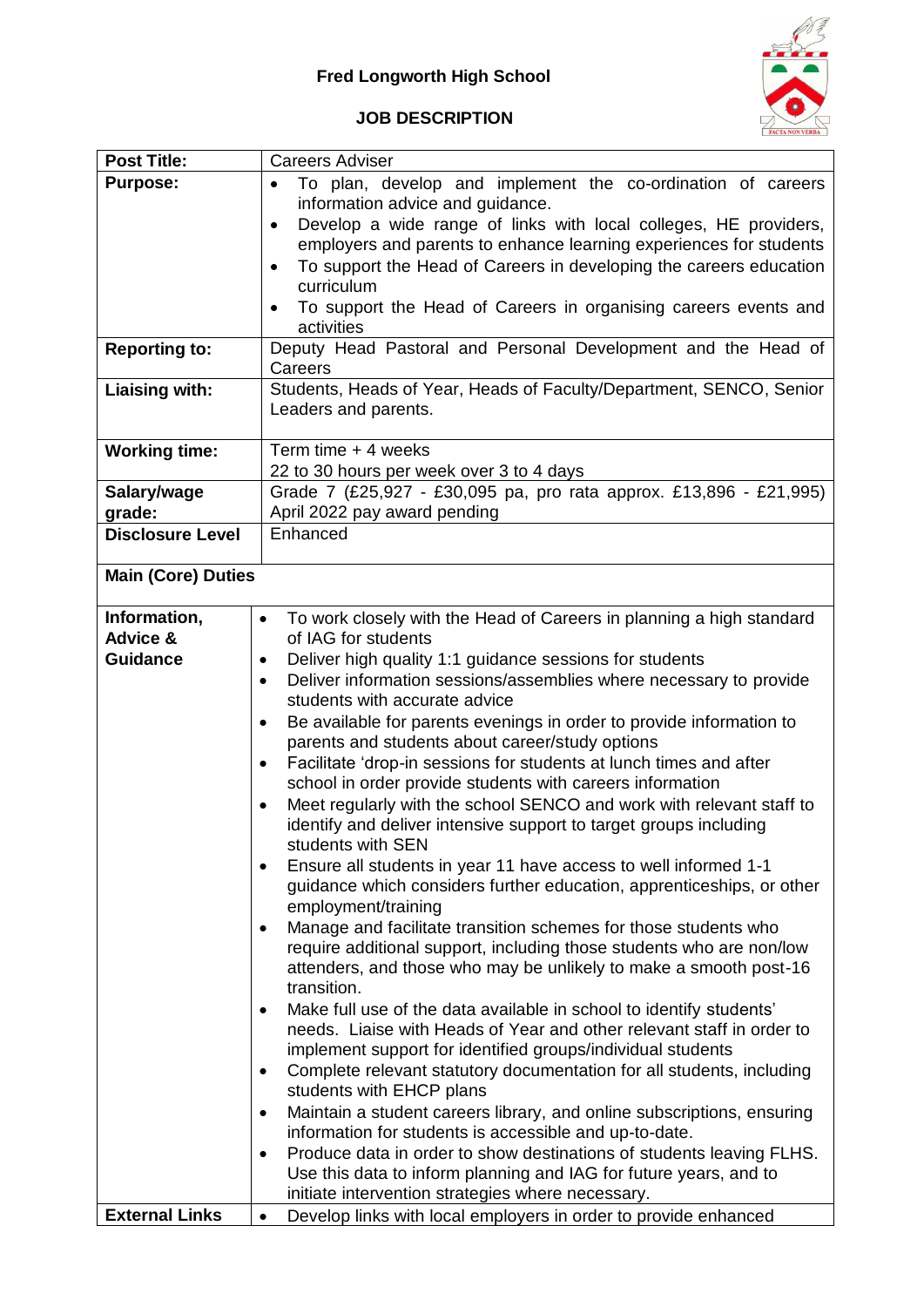# Fred Longworth High School

## JOB DESCRIPTION

| | |
|---|---|
| **Post Title:** | Careers Adviser |
| **Purpose:** | • To plan, develop and implement the co-ordination of careers information advice and guidance.<br>• Develop a wide range of links with local colleges, HE providers, employers and parents to enhance learning experiences for students<br>• To support the Head of Careers in developing the careers education curriculum<br>• To support the Head of Careers in organising careers events and activities |
| **Reporting to:** | Deputy Head Pastoral and Personal Development and the Head of Careers |
| **Liaising with:** | Students, Heads of Year, Heads of Faculty/Department, SENCO, Senior Leaders and parents. |
| **Working time:** | Term time + 4 weeks<br>22 to 30 hours per week over 3 to 4 days |
| **Salary/wage grade:** | Grade 7 (£25,927 - £30,095 pa, pro rata approx. £13,896 - £21,995)<br>April 2022 pay award pending |
| **Disclosure Level** | Enhanced |

**Main (Core) Duties**

| | |
|---|---|
| **Information, Advice & Guidance** | • To work closely with the Head of Careers in planning a high standard of IAG for students<br>• Deliver high quality 1:1 guidance sessions for students<br>• Deliver information sessions/assemblies where necessary to provide students with accurate advice<br>• Be available for parents evenings in order to provide information to parents and students about career/study options<br>• Facilitate 'drop-in sessions for students at lunch times and after school in order provide students with careers information<br>• Meet regularly with the school SENCO and work with relevant staff to identify and deliver intensive support to target groups including students with SEN<br>• Ensure all students in year 11 have access to well informed 1-1 guidance which considers further education, apprenticeships, or other employment/training<br>• Manage and facilitate transition schemes for those students who require additional support, including those students who are non/low attenders, and those who may be unlikely to make a smooth post-16 transition.<br>• Make full use of the data available in school to identify students' needs. Liaise with Heads of Year and other relevant staff in order to implement support for identified groups/individual students<br>• Complete relevant statutory documentation for all students, including students with EHCP plans<br>• Maintain a student careers library, and online subscriptions, ensuring information for students is accessible and up-to-date.<br>• Produce data in order to show destinations of students leaving FLHS. Use this data to inform planning and IAG for future years, and to initiate intervention strategies where necessary. |
| **External Links** | • Develop links with local employers in order to provide enhanced |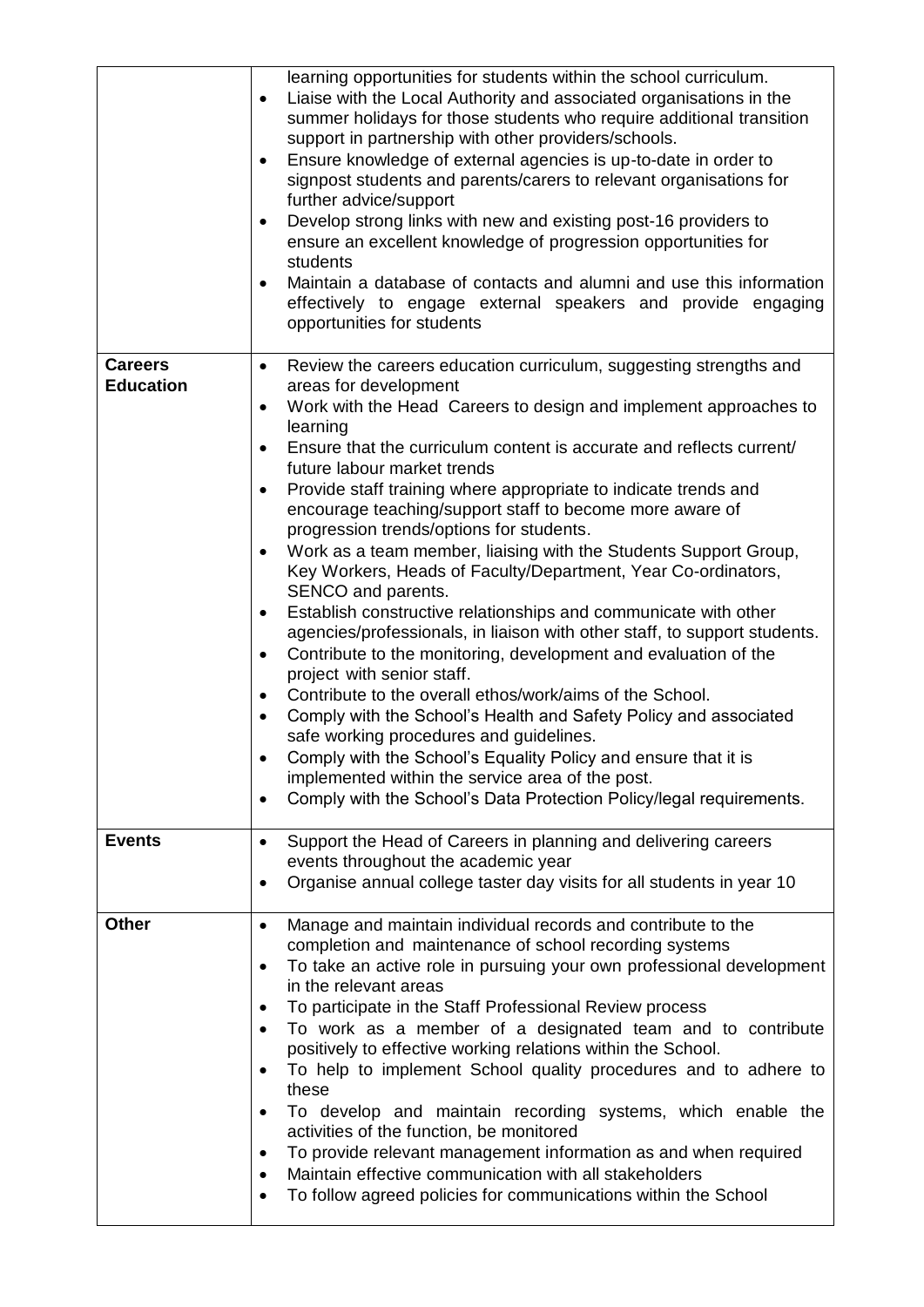| | |
|---|---|
| | learning opportunities for students within the school curriculum.<br>• Liaise with the Local Authority and associated organisations in the summer holidays for those students who require additional transition support in partnership with other providers/schools.<br>• Ensure knowledge of external agencies is up-to-date in order to signpost students and parents/carers to relevant organisations for further advice/support<br>• Develop strong links with new and existing post-16 providers to ensure an excellent knowledge of progression opportunities for students<br>• Maintain a database of contacts and alumni and use this information effectively to engage external speakers and provide engaging opportunities for students |
| **Careers Education** | • Review the careers education curriculum, suggesting strengths and areas for development<br>• Work with the Head Careers to design and implement approaches to learning<br>• Ensure that the curriculum content is accurate and reflects current/ future labour market trends<br>• Provide staff training where appropriate to indicate trends and encourage teaching/support staff to become more aware of progression trends/options for students.<br>• Work as a team member, liaising with the Students Support Group, Key Workers, Heads of Faculty/Department, Year Co-ordinators, SENCO and parents.<br>• Establish constructive relationships and communicate with other agencies/professionals, in liaison with other staff, to support students.<br>• Contribute to the monitoring, development and evaluation of the project with senior staff.<br>• Contribute to the overall ethos/work/aims of the School.<br>• Comply with the School's Health and Safety Policy and associated safe working procedures and guidelines.<br>• Comply with the School's Equality Policy and ensure that it is implemented within the service area of the post.<br>• Comply with the School's Data Protection Policy/legal requirements. |
| **Events** | • Support the Head of Careers in planning and delivering careers events throughout the academic year<br>• Organise annual college taster day visits for all students in year 10 |
| **Other** | • Manage and maintain individual records and contribute to the completion and maintenance of school recording systems<br>• To take an active role in pursuing your own professional development in the relevant areas<br>• To participate in the Staff Professional Review process<br>• To work as a member of a designated team and to contribute positively to effective working relations within the School.<br>• To help to implement School quality procedures and to adhere to these<br>• To develop and maintain recording systems, which enable the activities of the function, be monitored<br>• To provide relevant management information as and when required<br>• Maintain effective communication with all stakeholders<br>• To follow agreed policies for communications within the School |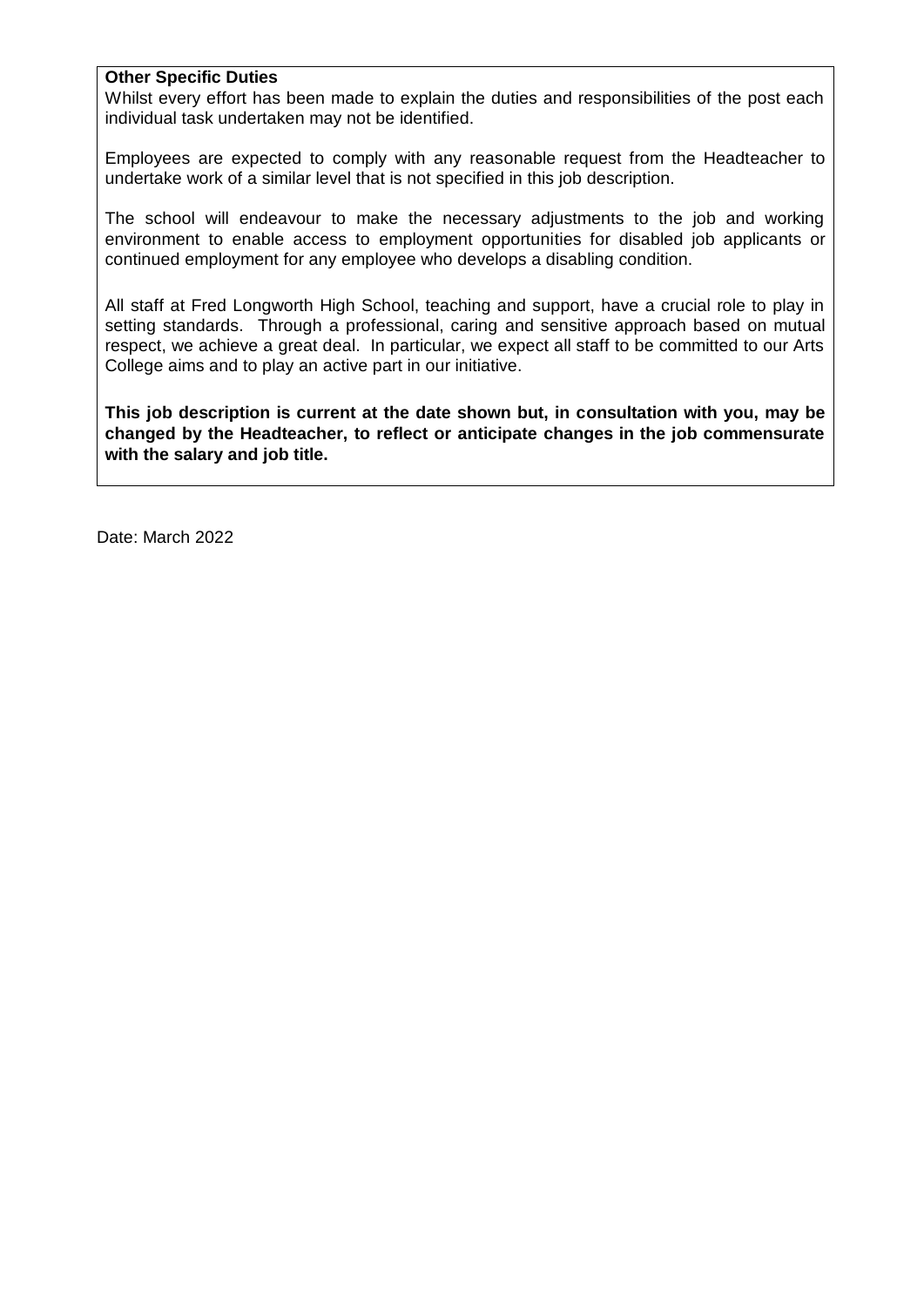**Other Specific Duties**

Whilst every effort has been made to explain the duties and responsibilities of the post each individual task undertaken may not be identified.

Employees are expected to comply with any reasonable request from the Headteacher to undertake work of a similar level that is not specified in this job description.

The school will endeavour to make the necessary adjustments to the job and working environment to enable access to employment opportunities for disabled job applicants or continued employment for any employee who develops a disabling condition.

All staff at Fred Longworth High School, teaching and support, have a crucial role to play in setting standards. Through a professional, caring and sensitive approach based on mutual respect, we achieve a great deal. In particular, we expect all staff to be committed to our Arts College aims and to play an active part in our initiative.

**This job description is current at the date shown but, in consultation with you, may be changed by the Headteacher, to reflect or anticipate changes in the job commensurate with the salary and job title.**

Date: March 2022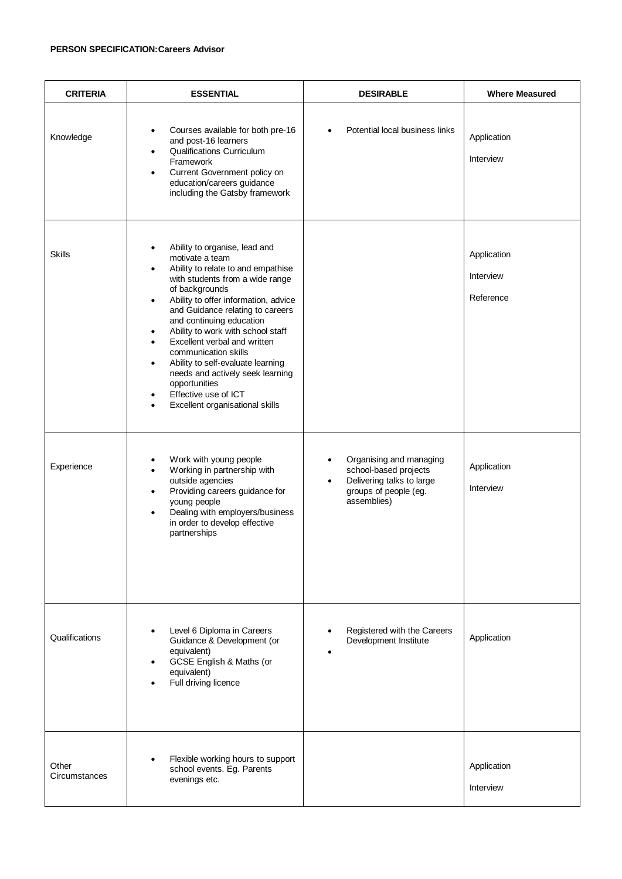**PERSON SPECIFICATION: Careers Advisor**

| CRITERIA | ESSENTIAL | DESIRABLE | Where Measured |
|---|---|---|---|
| Knowledge | • Courses available for both pre-16 and post-16 learners<br>• Qualifications Curriculum Framework<br>• Current Government policy on education/careers guidance including the Gatsby framework | • Potential local business links | Application<br>Interview |
| Skills | • Ability to organise, lead and motivate a team<br>• Ability to relate to and empathise with students from a wide range of backgrounds<br>• Ability to offer information, advice and Guidance relating to careers and continuing education<br>• Ability to work with school staff<br>• Excellent verbal and written communication skills<br>• Ability to self-evaluate learning needs and actively seek learning opportunities<br>• Effective use of ICT<br>• Excellent organisational skills | | Application<br>Interview<br>Reference |
| Experience | • Work with young people<br>• Working in partnership with outside agencies<br>• Providing careers guidance for young people<br>• Dealing with employers/business in order to develop effective partnerships | • Organising and managing school-based projects<br>• Delivering talks to large groups of people (eg. assemblies) | Application<br>Interview |
| Qualifications | • Level 6 Diploma in Careers Guidance & Development (or equivalent)<br>• GCSE English & Maths (or equivalent)<br>• Full driving licence | • Registered with the Careers Development Institute<br>• | Application |
| Other Circumstances | • Flexible working hours to support school events. Eg. Parents evenings etc. | | Application<br>Interview |